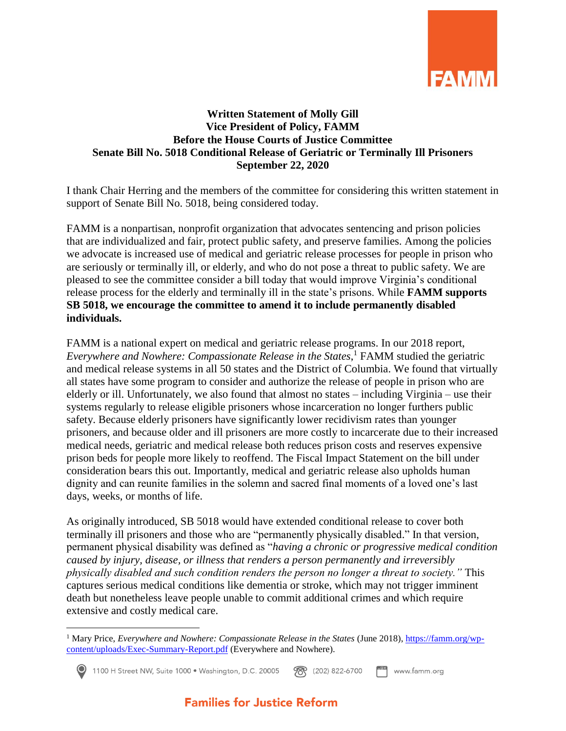**Written Statement of Molly Gill**
**Vice President of Policy, FAMM**
**Before the House Courts of Justice Committee**
**Senate Bill No. 5018 Conditional Release of Geriatric or Terminally Ill Prisoners**
**September 22, 2020**

I thank Chair Herring and the members of the committee for considering this written statement in support of Senate Bill No. 5018, being considered today.

FAMM is a nonpartisan, nonprofit organization that advocates sentencing and prison policies that are individualized and fair, protect public safety, and preserve families. Among the policies we advocate is increased use of medical and geriatric release processes for people in prison who are seriously or terminally ill, or elderly, and who do not pose a threat to public safety. We are pleased to see the committee consider a bill today that would improve Virginia's conditional release process for the elderly and terminally ill in the state's prisons. While **FAMM supports SB 5018, we encourage the committee to amend it to include permanently disabled individuals.**

FAMM is a national expert on medical and geriatric release programs. In our 2018 report, *Everywhere and Nowhere: Compassionate Release in the States*,[1] FAMM studied the geriatric and medical release systems in all 50 states and the District of Columbia. We found that virtually all states have some program to consider and authorize the release of people in prison who are elderly or ill. Unfortunately, we also found that almost no states – including Virginia – use their systems regularly to release eligible prisoners whose incarceration no longer furthers public safety. Because elderly prisoners have significantly lower recidivism rates than younger prisoners, and because older and ill prisoners are more costly to incarcerate due to their increased medical needs, geriatric and medical release both reduces prison costs and reserves expensive prison beds for people more likely to reoffend. The Fiscal Impact Statement on the bill under consideration bears this out. Importantly, medical and geriatric release also upholds human dignity and can reunite families in the solemn and sacred final moments of a loved one's last days, weeks, or months of life.

As originally introduced, SB 5018 would have extended conditional release to cover both terminally ill prisoners and those who are "permanently physically disabled." In that version, permanent physical disability was defined as "*having a chronic or progressive medical condition caused by injury, disease, or illness that renders a person permanently and irreversibly physically disabled and such condition renders the person no longer a threat to society.*" This captures serious medical conditions like dementia or stroke, which may not trigger imminent death but nonetheless leave people unable to commit additional crimes and which require extensive and costly medical care.

---

[1] Mary Price, *Everywhere and Nowhere: Compassionate Release in the States* (June 2018), https://famm.org/wp-content/uploads/Exec-Summary-Report.pdf (Everywhere and Nowhere).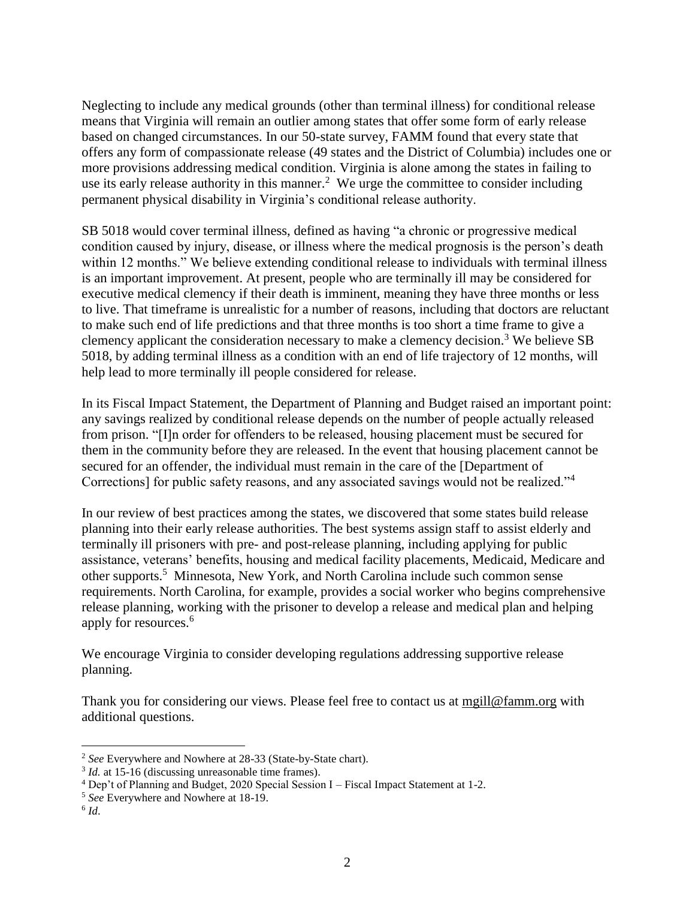Neglecting to include any medical grounds (other than terminal illness) for conditional release means that Virginia will remain an outlier among states that offer some form of early release based on changed circumstances. In our 50-state survey, FAMM found that every state that offers any form of compassionate release (49 states and the District of Columbia) includes one or more provisions addressing medical condition. Virginia is alone among the states in failing to use its early release authority in this manner.[2] We urge the committee to consider including permanent physical disability in Virginia's conditional release authority.

SB 5018 would cover terminal illness, defined as having "a chronic or progressive medical condition caused by injury, disease, or illness where the medical prognosis is the person's death within 12 months." We believe extending conditional release to individuals with terminal illness is an important improvement. At present, people who are terminally ill may be considered for executive medical clemency if their death is imminent, meaning they have three months or less to live. That timeframe is unrealistic for a number of reasons, including that doctors are reluctant to make such end of life predictions and that three months is too short a time frame to give a clemency applicant the consideration necessary to make a clemency decision.[3] We believe SB 5018, by adding terminal illness as a condition with an end of life trajectory of 12 months, will help lead to more terminally ill people considered for release.

In its Fiscal Impact Statement, the Department of Planning and Budget raised an important point: any savings realized by conditional release depends on the number of people actually released from prison. "[I]n order for offenders to be released, housing placement must be secured for them in the community before they are released. In the event that housing placement cannot be secured for an offender, the individual must remain in the care of the [Department of Corrections] for public safety reasons, and any associated savings would not be realized."[4]

In our review of best practices among the states, we discovered that some states build release planning into their early release authorities. The best systems assign staff to assist elderly and terminally ill prisoners with pre- and post-release planning, including applying for public assistance, veterans' benefits, housing and medical facility placements, Medicaid, Medicare and other supports.[5] Minnesota, New York, and North Carolina include such common sense requirements. North Carolina, for example, provides a social worker who begins comprehensive release planning, working with the prisoner to develop a release and medical plan and helping apply for resources.[6]

We encourage Virginia to consider developing regulations addressing supportive release planning.

Thank you for considering our views. Please feel free to contact us at mgill@famm.org with additional questions.

---

[2] *See* Everywhere and Nowhere at 28-33 (State-by-State chart).

[3] *Id.* at 15-16 (discussing unreasonable time frames).

[4] Dep't of Planning and Budget, 2020 Special Session I – Fiscal Impact Statement at 1-2.

[5] *See* Everywhere and Nowhere at 18-19.

[6] *Id*.